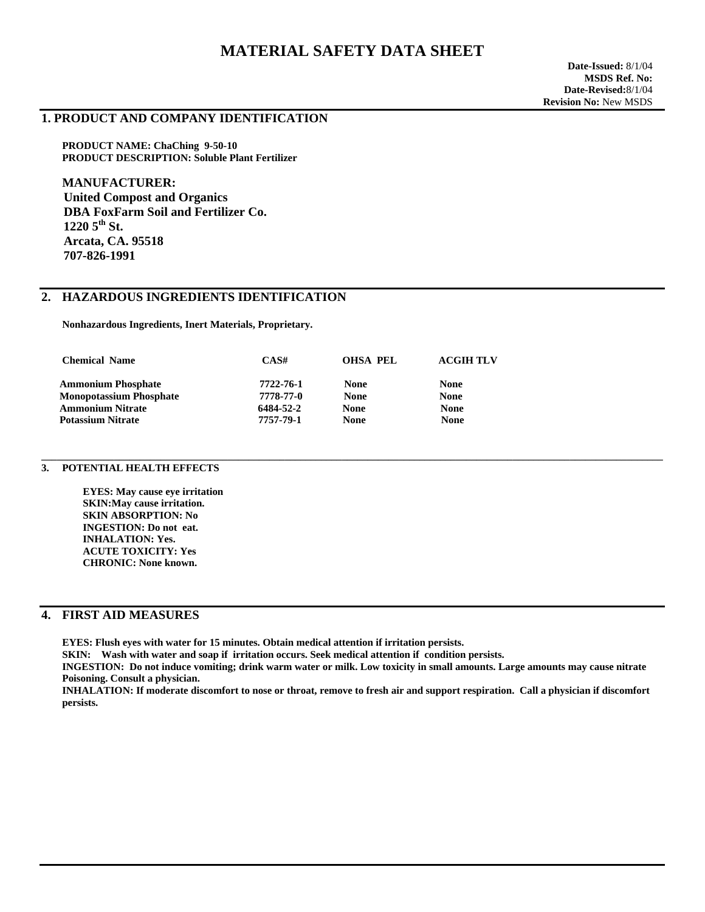# MATERIAL SAFETY DATA SHEET

**Date-Issued:** 8/1/04
**MSDS Ref. No:**
**Date-Revised:** 8/1/04
**Revision No:** New MSDS

## 1. PRODUCT AND COMPANY IDENTIFICATION

**PRODUCT NAME: ChaChing 9-50-10**
**PRODUCT DESCRIPTION: Soluble Plant Fertilizer**

**MANUFACTURER:**
**United Compost and Organics**
**DBA FoxFarm Soil and Fertilizer Co.**
**1220 5th St.**
**Arcata, CA. 95518**
**707-826-1991**

## 2. HAZARDOUS INGREDIENTS IDENTIFICATION

**Nonhazardous Ingredients, Inert Materials, Proprietary.**

| Chemical Name | CAS# | OHSA PEL | ACGIH TLV |
|---|---|---|---|
| Ammonium Phosphate | 7722-76-1 | None | None |
| Monopotassium Phosphate | 7778-77-0 | None | None |
| Ammonium Nitrate | 6484-52-2 | None | None |
| Potassium Nitrate | 7757-79-1 | None | None |

## 3. POTENTIAL HEALTH EFFECTS

**EYES: May cause eye irritation**
**SKIN:May cause irritation.**
**SKIN ABSORPTION: No**
**INGESTION: Do not eat.**
**INHALATION: Yes.**
**ACUTE TOXICITY: Yes**
**CHRONIC: None known.**

## 4. FIRST AID MEASURES

**EYES: Flush eyes with water for 15 minutes. Obtain medical attention if irritation persists.**
**SKIN: Wash with water and soap if irritation occurs. Seek medical attention if condition persists.**
**INGESTION: Do not induce vomiting; drink warm water or milk. Low toxicity in small amounts. Large amounts may cause nitrate Poisoning. Consult a physician.**
**INHALATION: If moderate discomfort to nose or throat, remove to fresh air and support respiration. Call a physician if discomfort persists.**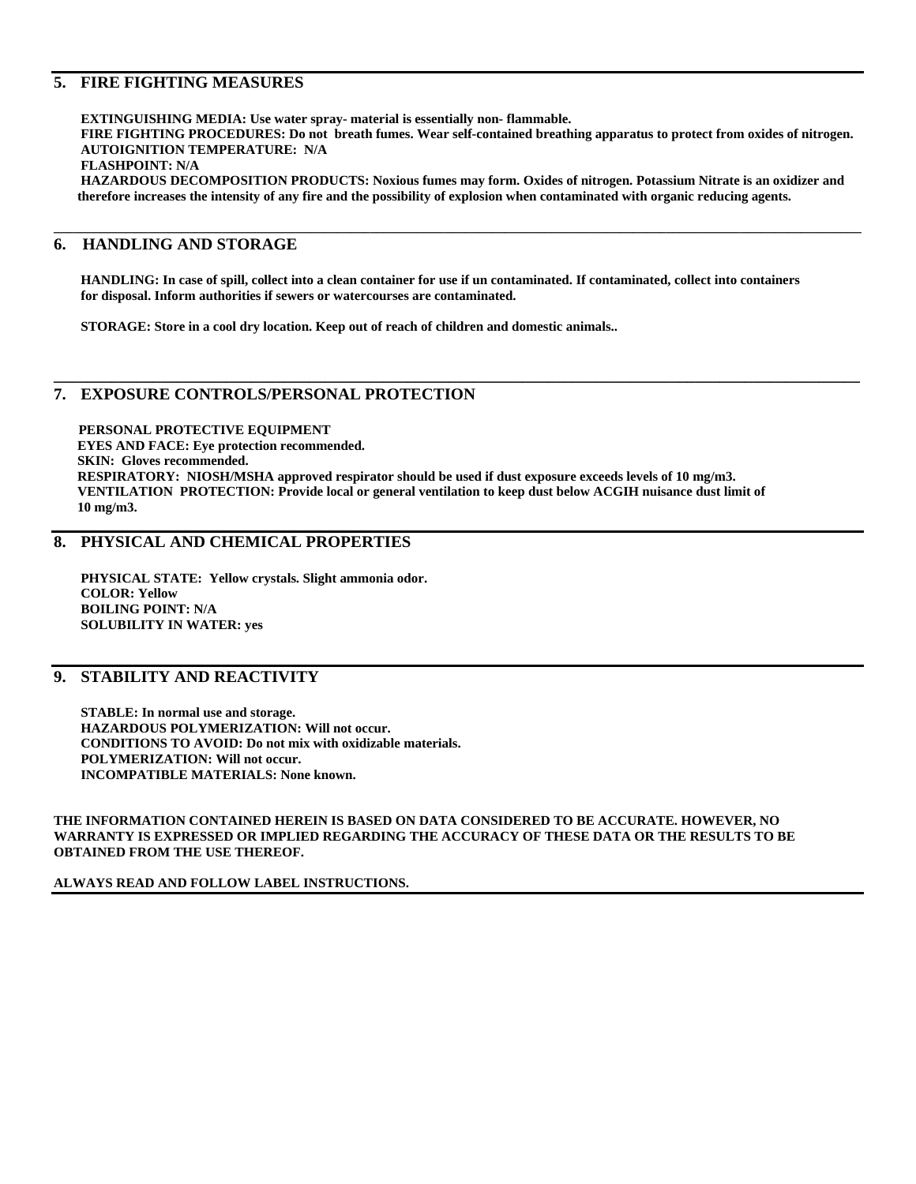## 5. FIRE FIGHTING MEASURES

**EXTINGUISHING MEDIA: Use water spray- material is essentially non- flammable.**
**FIRE FIGHTING PROCEDURES: Do not breath fumes. Wear self-contained breathing apparatus to protect from oxides of nitrogen.**
**AUTOIGNITION TEMPERATURE: N/A**
**FLASHPOINT: N/A**
**HAZARDOUS DECOMPOSITION PRODUCTS: Noxious fumes may form. Oxides of nitrogen. Potassium Nitrate is an oxidizer and therefore increases the intensity of any fire and the possibility of explosion when contaminated with organic reducing agents.**

## 6. HANDLING AND STORAGE

**HANDLING: In case of spill, collect into a clean container for use if un contaminated. If contaminated, collect into containers for disposal. Inform authorities if sewers or watercourses are contaminated.**

**STORAGE: Store in a cool dry location. Keep out of reach of children and domestic animals..**

## 7. EXPOSURE CONTROLS/PERSONAL PROTECTION

**PERSONAL PROTECTIVE EQUIPMENT**
**EYES AND FACE: Eye protection recommended.**
**SKIN: Gloves recommended.**
**RESPIRATORY: NIOSH/MSHA approved respirator should be used if dust exposure exceeds levels of 10 mg/m3.**
**VENTILATION PROTECTION: Provide local or general ventilation to keep dust below ACGIH nuisance dust limit of 10 mg/m3.**

## 8. PHYSICAL AND CHEMICAL PROPERTIES

**PHYSICAL STATE: Yellow crystals. Slight ammonia odor.**
**COLOR: Yellow**
**BOILING POINT: N/A**
**SOLUBILITY IN WATER: yes**

## 9. STABILITY AND REACTIVITY

**STABLE: In normal use and storage.**
**HAZARDOUS POLYMERIZATION: Will not occur.**
**CONDITIONS TO AVOID: Do not mix with oxidizable materials.**
**POLYMERIZATION: Will not occur.**
**INCOMPATIBLE MATERIALS: None known.**

**THE INFORMATION CONTAINED HEREIN IS BASED ON DATA CONSIDERED TO BE ACCURATE. HOWEVER, NO WARRANTY IS EXPRESSED OR IMPLIED REGARDING THE ACCURACY OF THESE DATA OR THE RESULTS TO BE OBTAINED FROM THE USE THEREOF.**

**ALWAYS READ AND FOLLOW LABEL INSTRUCTIONS.**